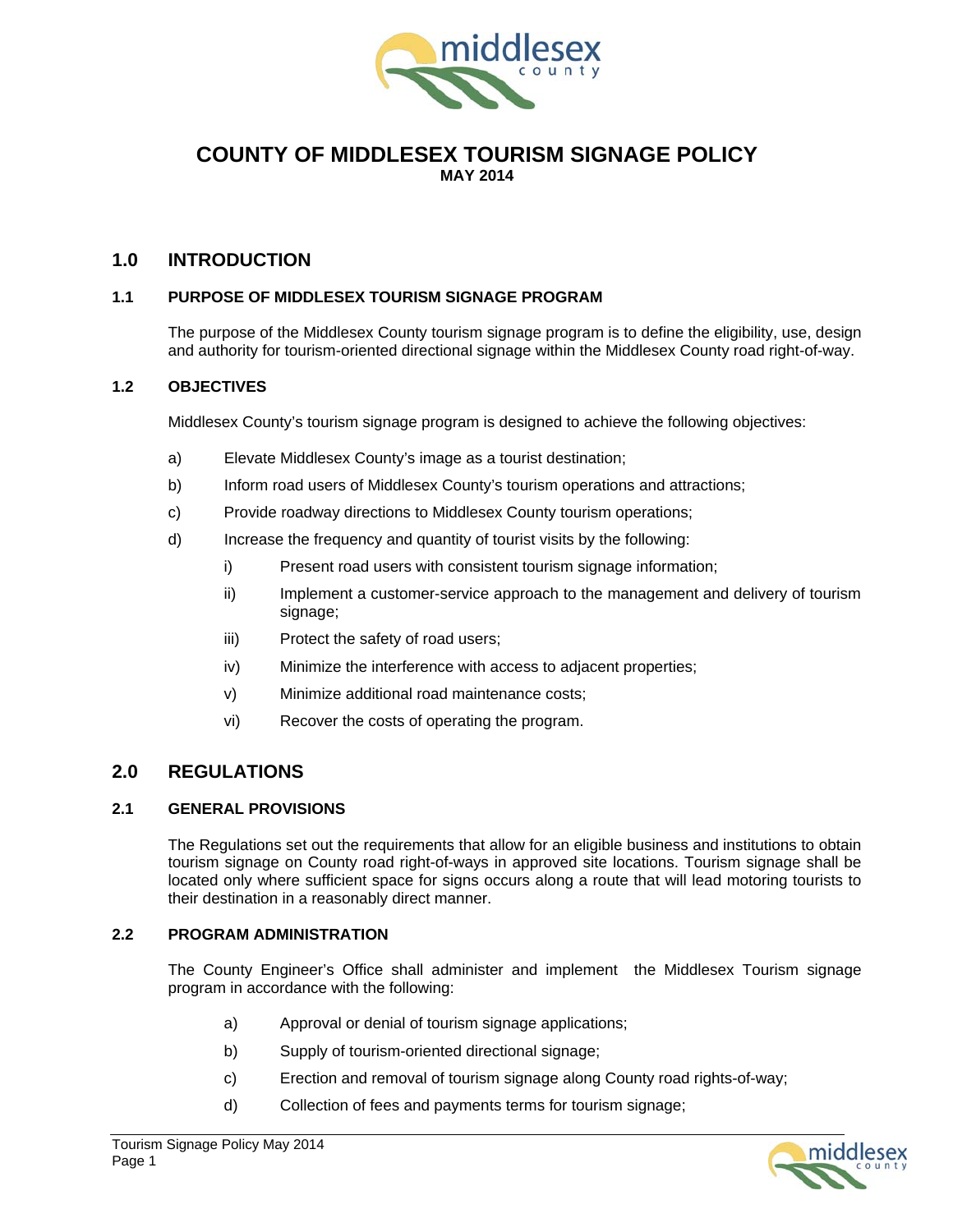# COUNTY OF MIDDLESEX TOURISM SIGNAGE POLICY

**MAY 2014**

## 1.0 INTRODUCTION

### 1.1 PURPOSE OF MIDDLESEX TOURISM SIGNAGE PROGRAM

The purpose of the Middlesex County tourism signage program is to define the eligibility, use, design and authority for tourism-oriented directional signage within the Middlesex County road right-of-way.

### 1.2 OBJECTIVES

Middlesex County's tourism signage program is designed to achieve the following objectives:

a) Elevate Middlesex County's image as a tourist destination;

b) Inform road users of Middlesex County's tourism operations and attractions;

c) Provide roadway directions to Middlesex County tourism operations;

d) Increase the frequency and quantity of tourist visits by the following:

  i) Present road users with consistent tourism signage information;

  ii) Implement a customer-service approach to the management and delivery of tourism signage;

  iii) Protect the safety of road users;

  iv) Minimize the interference with access to adjacent properties;

  v) Minimize additional road maintenance costs;

  vi) Recover the costs of operating the program.

## 2.0 REGULATIONS

### 2.1 GENERAL PROVISIONS

The Regulations set out the requirements that allow for an eligible business and institutions to obtain tourism signage on County road right-of-ways in approved site locations. Tourism signage shall be located only where sufficient space for signs occurs along a route that will lead motoring tourists to their destination in a reasonably direct manner.

### 2.2 PROGRAM ADMINISTRATION

The County Engineer's Office shall administer and implement the Middlesex Tourism signage program in accordance with the following:

a) Approval or denial of tourism signage applications;

b) Supply of tourism-oriented directional signage;

c) Erection and removal of tourism signage along County road rights-of-way;

d) Collection of fees and payments terms for tourism signage;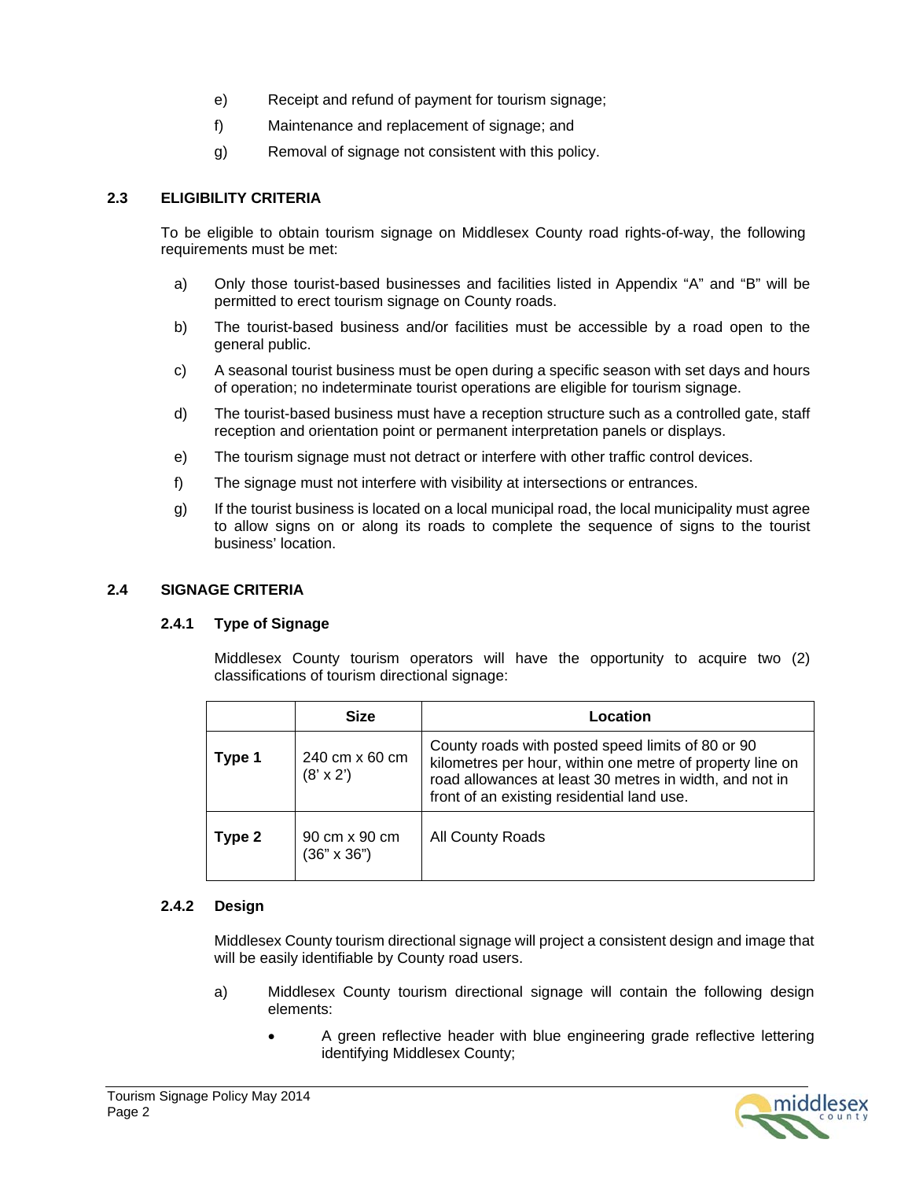e) Receipt and refund of payment for tourism signage;

f) Maintenance and replacement of signage; and

g) Removal of signage not consistent with this policy.

## 2.3 ELIGIBILITY CRITERIA

To be eligible to obtain tourism signage on Middlesex County road rights-of-way, the following requirements must be met:

a) Only those tourist-based businesses and facilities listed in Appendix “A” and “B” will be permitted to erect tourism signage on County roads.

b) The tourist-based business and/or facilities must be accessible by a road open to the general public.

c) A seasonal tourist business must be open during a specific season with set days and hours of operation; no indeterminate tourist operations are eligible for tourism signage.

d) The tourist-based business must have a reception structure such as a controlled gate, staff reception and orientation point or permanent interpretation panels or displays.

e) The tourism signage must not detract or interfere with other traffic control devices.

f) The signage must not interfere with visibility at intersections or entrances.

g) If the tourist business is located on a local municipal road, the local municipality must agree to allow signs on or along its roads to complete the sequence of signs to the tourist business’ location.

## 2.4 SIGNAGE CRITERIA

### 2.4.1 Type of Signage

Middlesex County tourism operators will have the opportunity to acquire two (2) classifications of tourism directional signage:

| | Size | Location |
|---|---|---|
| **Type 1** | 240 cm x 60 cm (8’ x 2’) | County roads with posted speed limits of 80 or 90 kilometres per hour, within one metre of property line on road allowances at least 30 metres in width, and not in front of an existing residential land use. |
| **Type 2** | 90 cm x 90 cm (36” x 36”) | All County Roads |

### 2.4.2 Design

Middlesex County tourism directional signage will project a consistent design and image that will be easily identifiable by County road users.

a) Middlesex County tourism directional signage will contain the following design elements:

- A green reflective header with blue engineering grade reflective lettering identifying Middlesex County;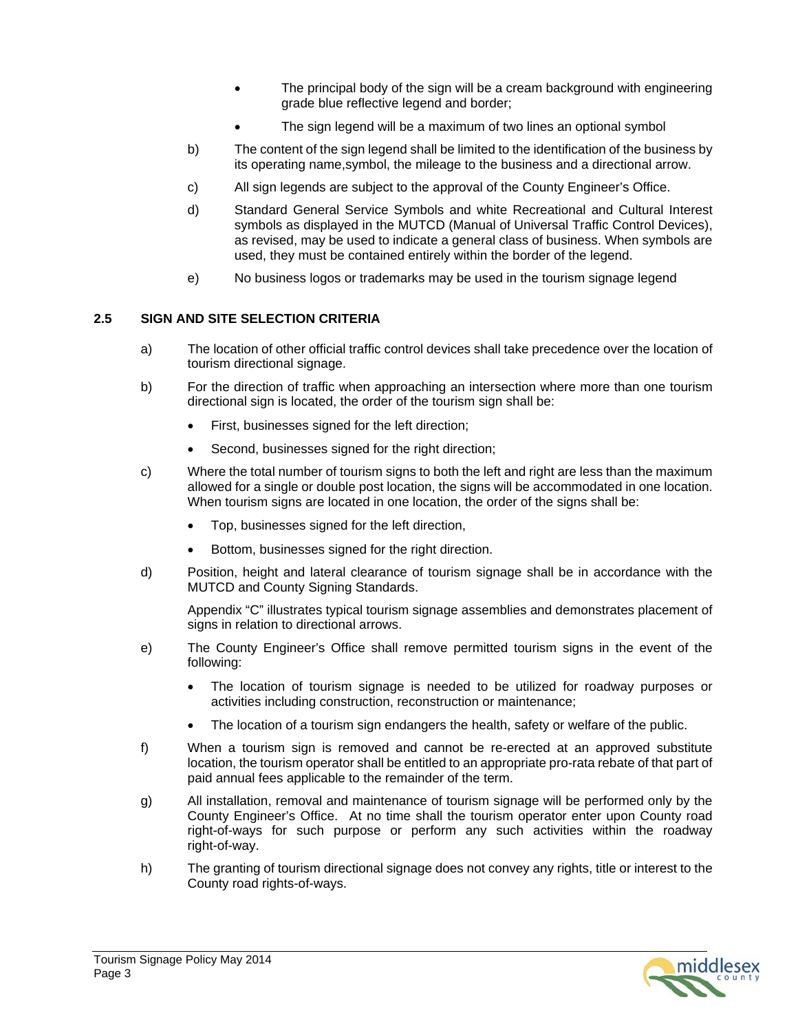- The principal body of the sign will be a cream background with engineering grade blue reflective legend and border;
- The sign legend will be a maximum of two lines an optional symbol

b) The content of the sign legend shall be limited to the identification of the business by its operating name,symbol, the mileage to the business and a directional arrow.

c) All sign legends are subject to the approval of the County Engineer's Office.

d) Standard General Service Symbols and white Recreational and Cultural Interest symbols as displayed in the MUTCD (Manual of Universal Traffic Control Devices), as revised, may be used to indicate a general class of business. When symbols are used, they must be contained entirely within the border of the legend.

e) No business logos or trademarks may be used in the tourism signage legend

### 2.5 SIGN AND SITE SELECTION CRITERIA

a) The location of other official traffic control devices shall take precedence over the location of tourism directional signage.

b) For the direction of traffic when approaching an intersection where more than one tourism directional sign is located, the order of the tourism sign shall be:

- First, businesses signed for the left direction;
- Second, businesses signed for the right direction;

c) Where the total number of tourism signs to both the left and right are less than the maximum allowed for a single or double post location, the signs will be accommodated in one location. When tourism signs are located in one location, the order of the signs shall be:

- Top, businesses signed for the left direction,
- Bottom, businesses signed for the right direction.

d) Position, height and lateral clearance of tourism signage shall be in accordance with the MUTCD and County Signing Standards.

Appendix "C" illustrates typical tourism signage assemblies and demonstrates placement of signs in relation to directional arrows.

e) The County Engineer's Office shall remove permitted tourism signs in the event of the following:

- The location of tourism signage is needed to be utilized for roadway purposes or activities including construction, reconstruction or maintenance;
- The location of a tourism sign endangers the health, safety or welfare of the public.

f) When a tourism sign is removed and cannot be re-erected at an approved substitute location, the tourism operator shall be entitled to an appropriate pro-rata rebate of that part of paid annual fees applicable to the remainder of the term.

g) All installation, removal and maintenance of tourism signage will be performed only by the County Engineer's Office. At no time shall the tourism operator enter upon County road right-of-ways for such purpose or perform any such activities within the roadway right-of-way.

h) The granting of tourism directional signage does not convey any rights, title or interest to the County road rights-of-ways.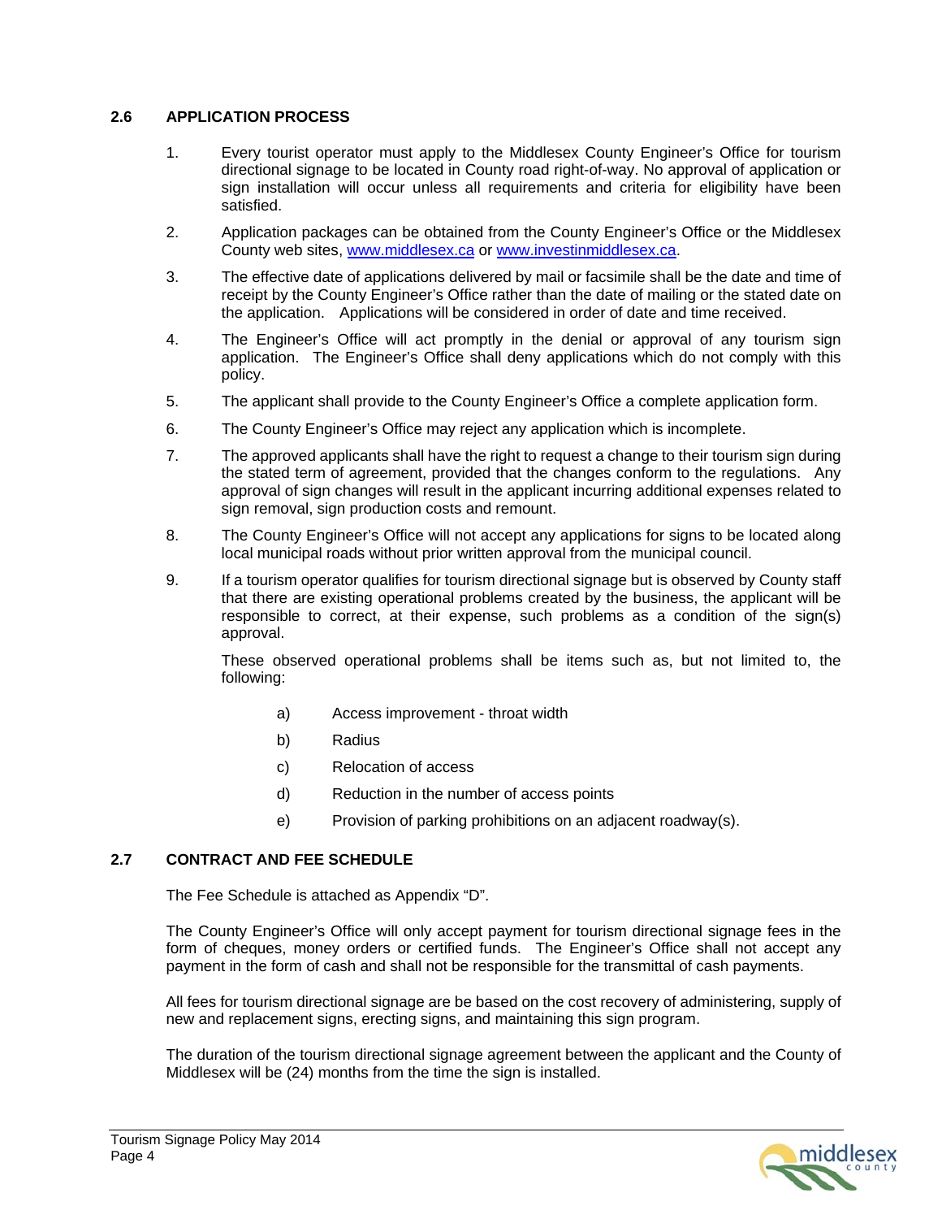## 2.6 APPLICATION PROCESS

1. Every tourist operator must apply to the Middlesex County Engineer's Office for tourism directional signage to be located in County road right-of-way. No approval of application or sign installation will occur unless all requirements and criteria for eligibility have been satisfied.

2. Application packages can be obtained from the County Engineer's Office or the Middlesex County web sites, www.middlesex.ca or www.investinmiddlesex.ca.

3. The effective date of applications delivered by mail or facsimile shall be the date and time of receipt by the County Engineer's Office rather than the date of mailing or the stated date on the application. Applications will be considered in order of date and time received.

4. The Engineer's Office will act promptly in the denial or approval of any tourism sign application. The Engineer's Office shall deny applications which do not comply with this policy.

5. The applicant shall provide to the County Engineer's Office a complete application form.

6. The County Engineer's Office may reject any application which is incomplete.

7. The approved applicants shall have the right to request a change to their tourism sign during the stated term of agreement, provided that the changes conform to the regulations. Any approval of sign changes will result in the applicant incurring additional expenses related to sign removal, sign production costs and remount.

8. The County Engineer's Office will not accept any applications for signs to be located along local municipal roads without prior written approval from the municipal council.

9. If a tourism operator qualifies for tourism directional signage but is observed by County staff that there are existing operational problems created by the business, the applicant will be responsible to correct, at their expense, such problems as a condition of the sign(s) approval.

   These observed operational problems shall be items such as, but not limited to, the following:

   a) Access improvement - throat width

   b) Radius

   c) Relocation of access

   d) Reduction in the number of access points

   e) Provision of parking prohibitions on an adjacent roadway(s).

## 2.7 CONTRACT AND FEE SCHEDULE

The Fee Schedule is attached as Appendix "D".

The County Engineer's Office will only accept payment for tourism directional signage fees in the form of cheques, money orders or certified funds. The Engineer's Office shall not accept any payment in the form of cash and shall not be responsible for the transmittal of cash payments.

All fees for tourism directional signage are be based on the cost recovery of administering, supply of new and replacement signs, erecting signs, and maintaining this sign program.

The duration of the tourism directional signage agreement between the applicant and the County of Middlesex will be (24) months from the time the sign is installed.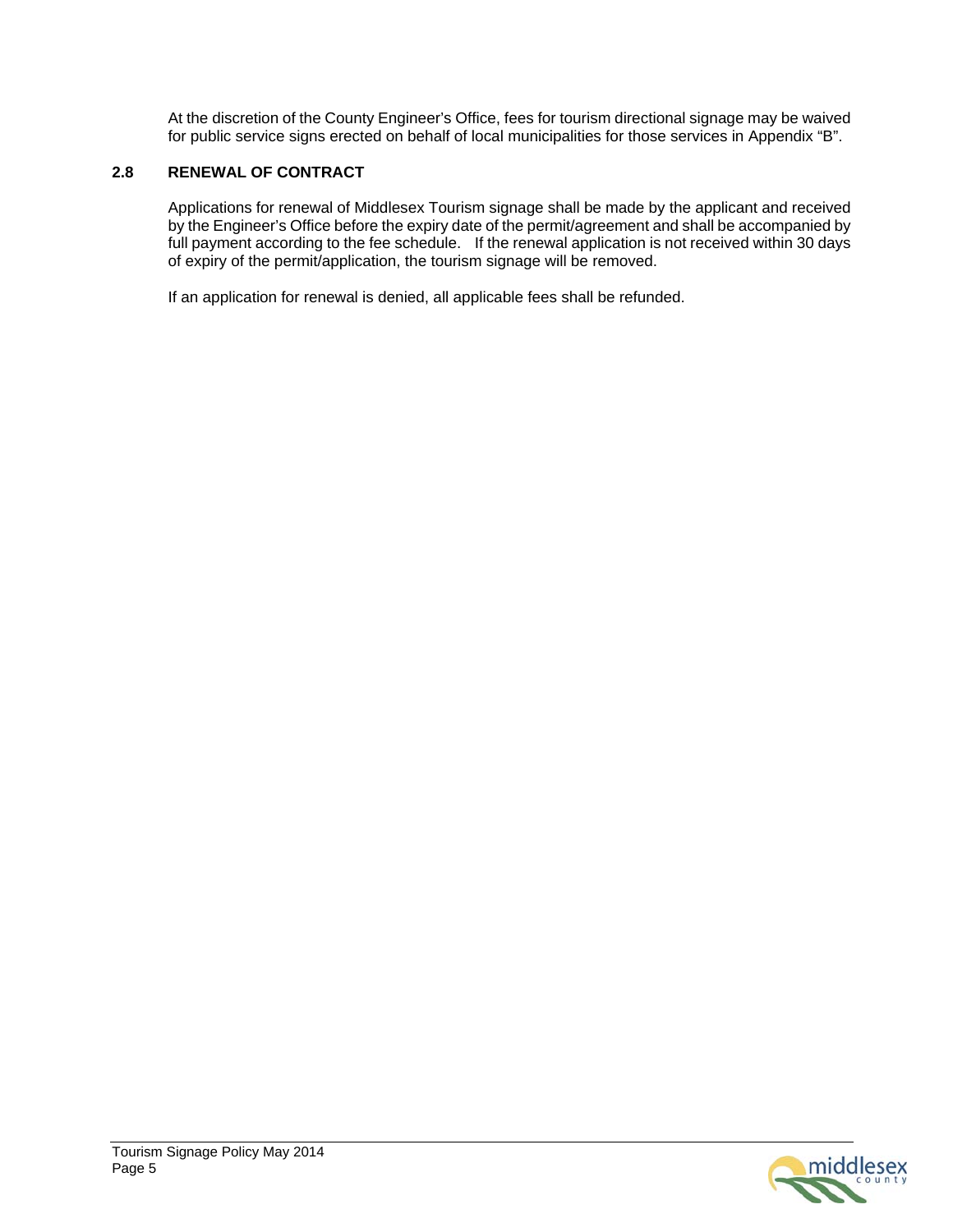At the discretion of the County Engineer's Office, fees for tourism directional signage may be waived for public service signs erected on behalf of local municipalities for those services in Appendix "B".

### 2.8 RENEWAL OF CONTRACT

Applications for renewal of Middlesex Tourism signage shall be made by the applicant and received by the Engineer's Office before the expiry date of the permit/agreement and shall be accompanied by full payment according to the fee schedule. If the renewal application is not received within 30 days of expiry of the permit/application, the tourism signage will be removed.

If an application for renewal is denied, all applicable fees shall be refunded.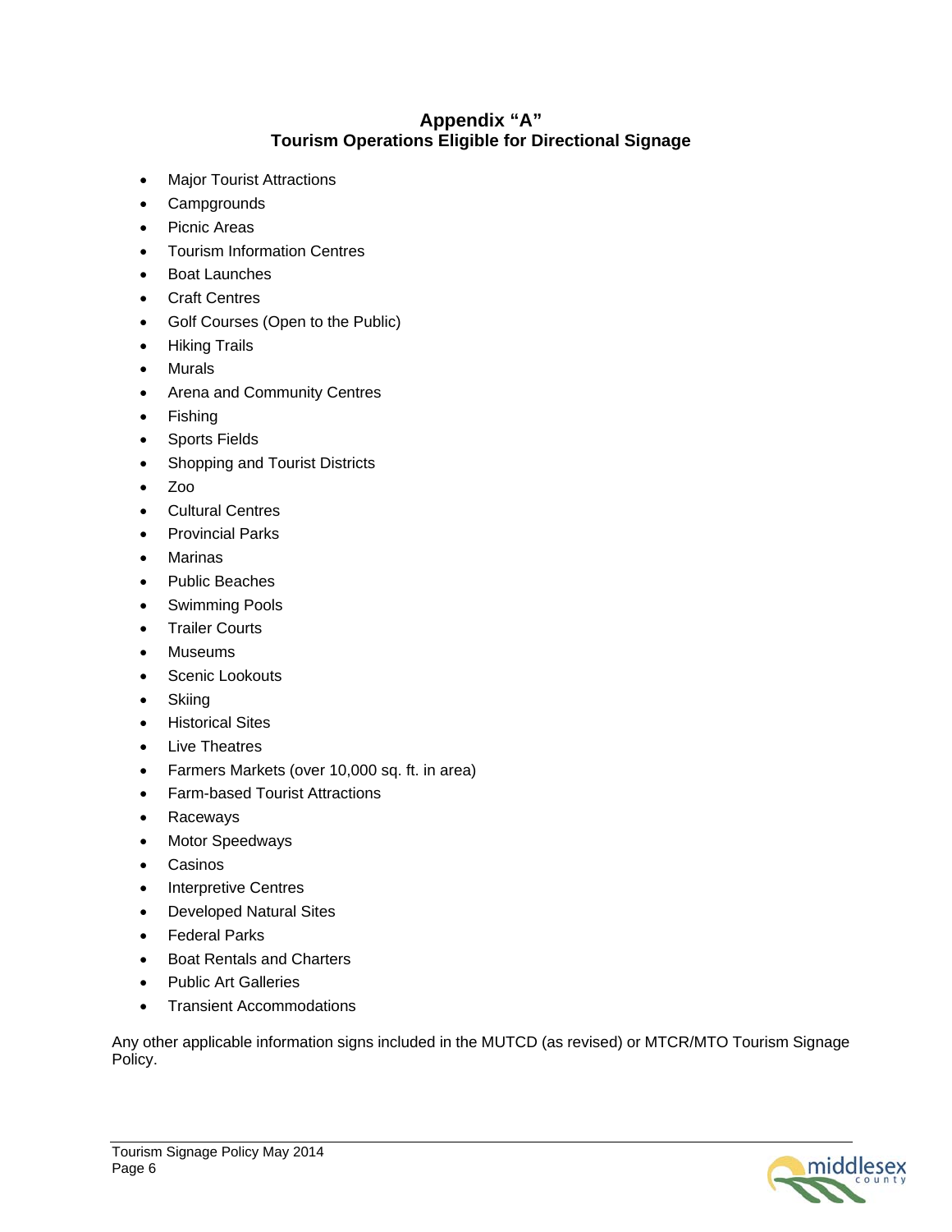# Appendix "A"
## Tourism Operations Eligible for Directional Signage

- Major Tourist Attractions
- Campgrounds
- Picnic Areas
- Tourism Information Centres
- Boat Launches
- Craft Centres
- Golf Courses (Open to the Public)
- Hiking Trails
- Murals
- Arena and Community Centres
- Fishing
- Sports Fields
- Shopping and Tourist Districts
- Zoo
- Cultural Centres
- Provincial Parks
- Marinas
- Public Beaches
- Swimming Pools
- Trailer Courts
- Museums
- Scenic Lookouts
- Skiing
- Historical Sites
- Live Theatres
- Farmers Markets (over 10,000 sq. ft. in area)
- Farm-based Tourist Attractions
- Raceways
- Motor Speedways
- Casinos
- Interpretive Centres
- Developed Natural Sites
- Federal Parks
- Boat Rentals and Charters
- Public Art Galleries
- Transient Accommodations

Any other applicable information signs included in the MUTCD (as revised) or MTCR/MTO Tourism Signage Policy.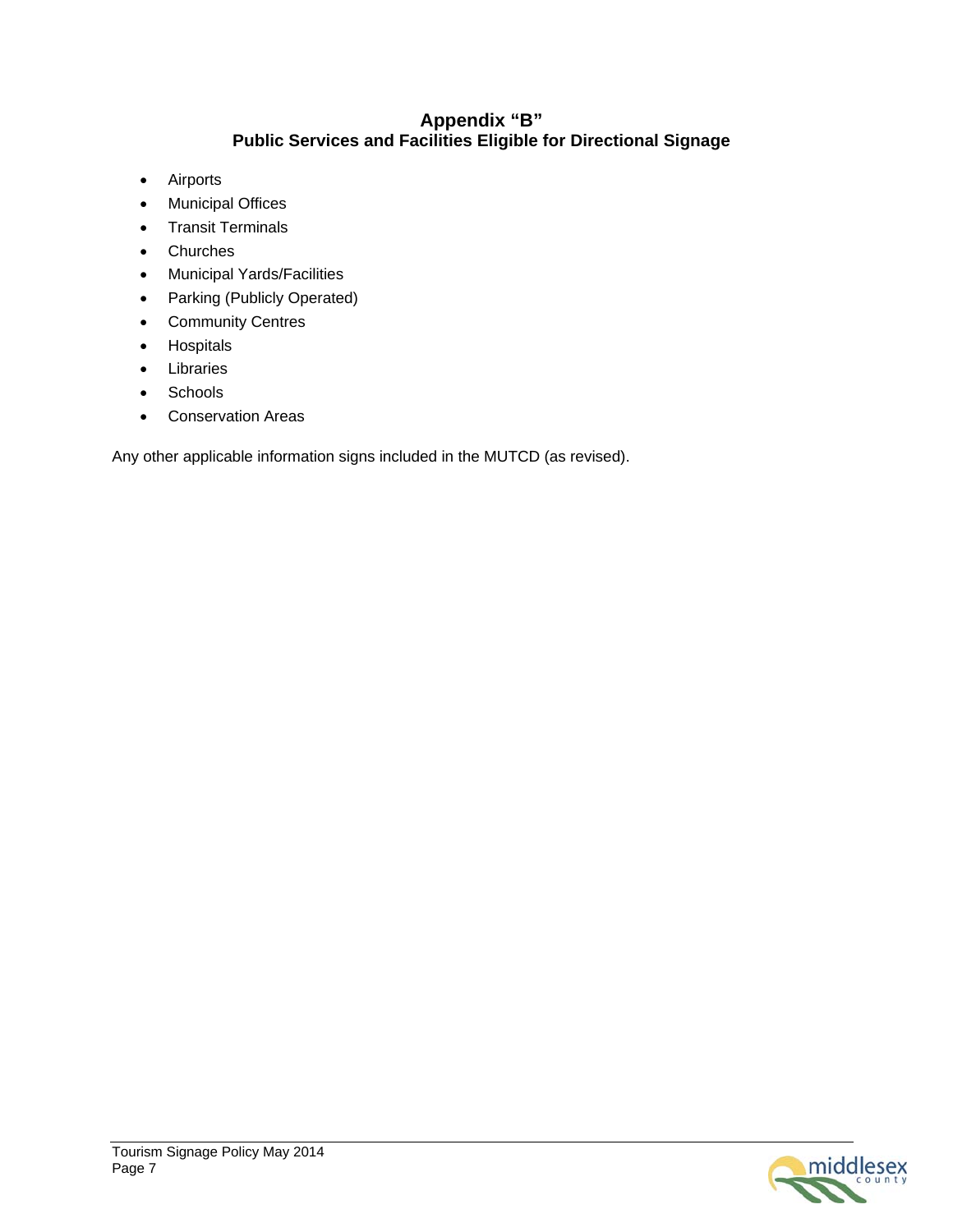## Appendix "B"
## Public Services and Facilities Eligible for Directional Signage

- Airports
- Municipal Offices
- Transit Terminals
- Churches
- Municipal Yards/Facilities
- Parking (Publicly Operated)
- Community Centres
- Hospitals
- Libraries
- Schools
- Conservation Areas

Any other applicable information signs included in the MUTCD (as revised).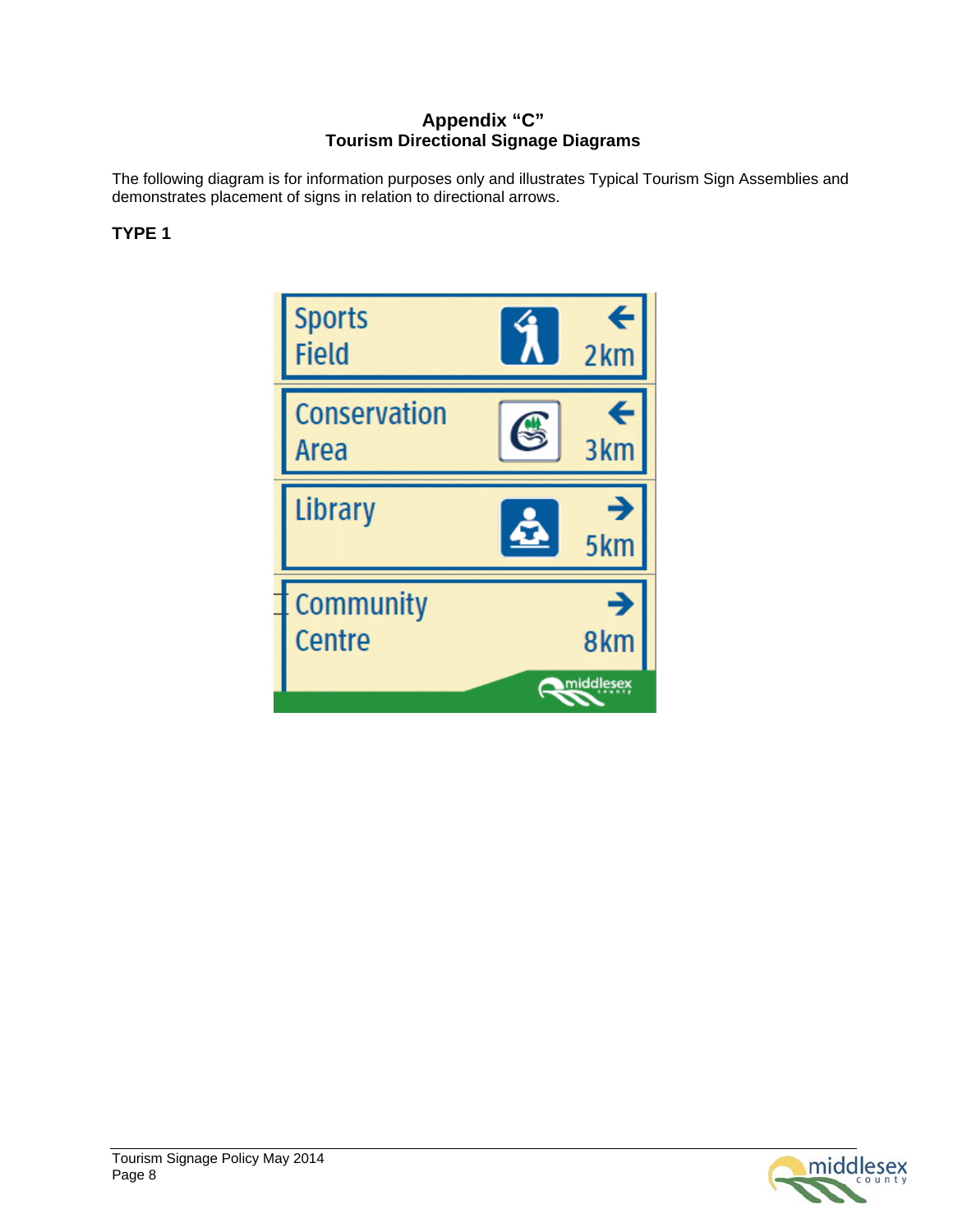# Appendix "C"
## Tourism Directional Signage Diagrams

The following diagram is for information purposes only and illustrates Typical Tourism Sign Assemblies and demonstrates placement of signs in relation to directional arrows.

**TYPE 1**

Sports Field ← 2km

Conservation Area ← 3km

Library → 5km

Community Centre → 8km

middlesex county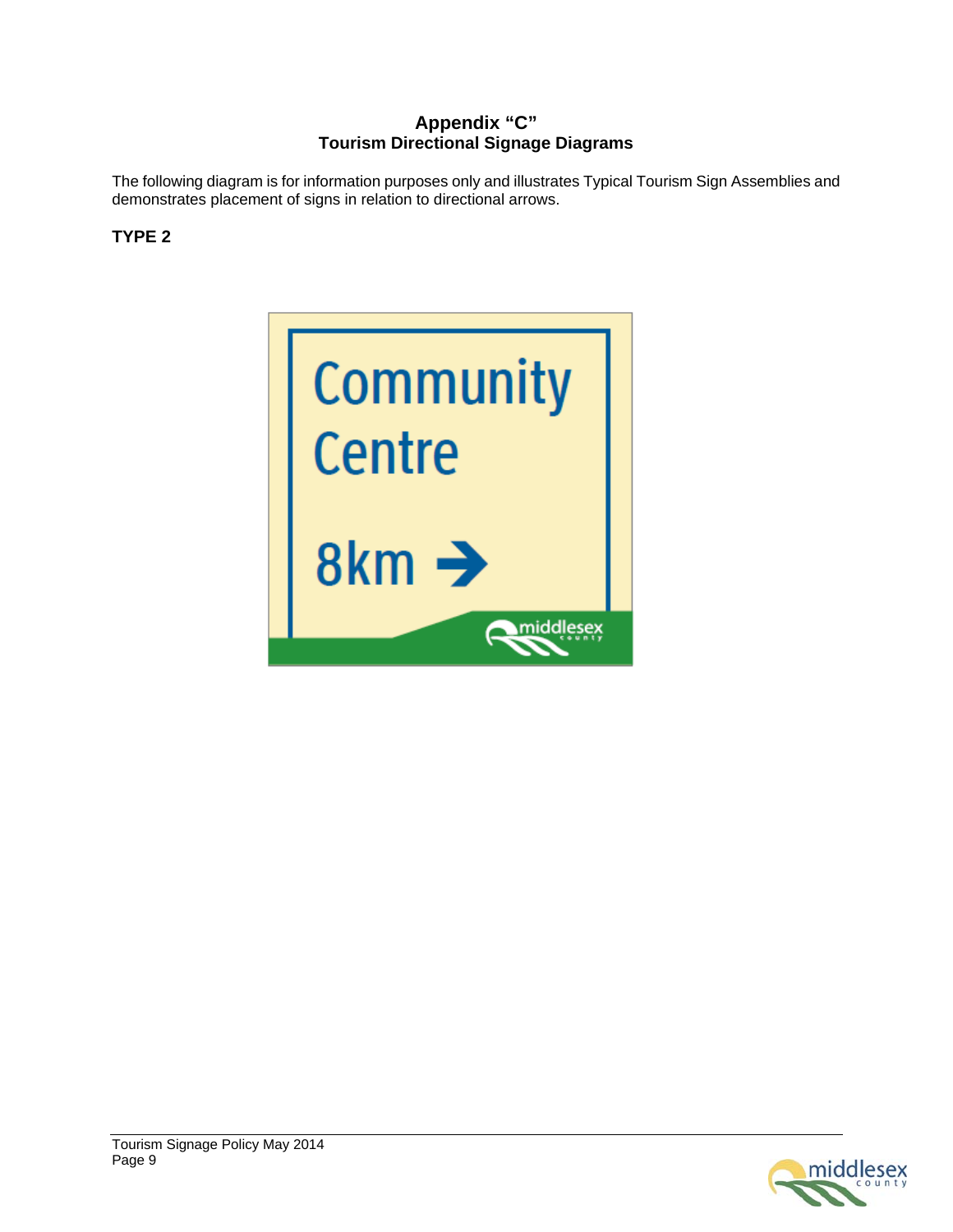**Appendix "C"**
**Tourism Directional Signage Diagrams**

The following diagram is for information purposes only and illustrates Typical Tourism Sign Assemblies and demonstrates placement of signs in relation to directional arrows.

**TYPE 2**

Community Centre

8km →

middlesex county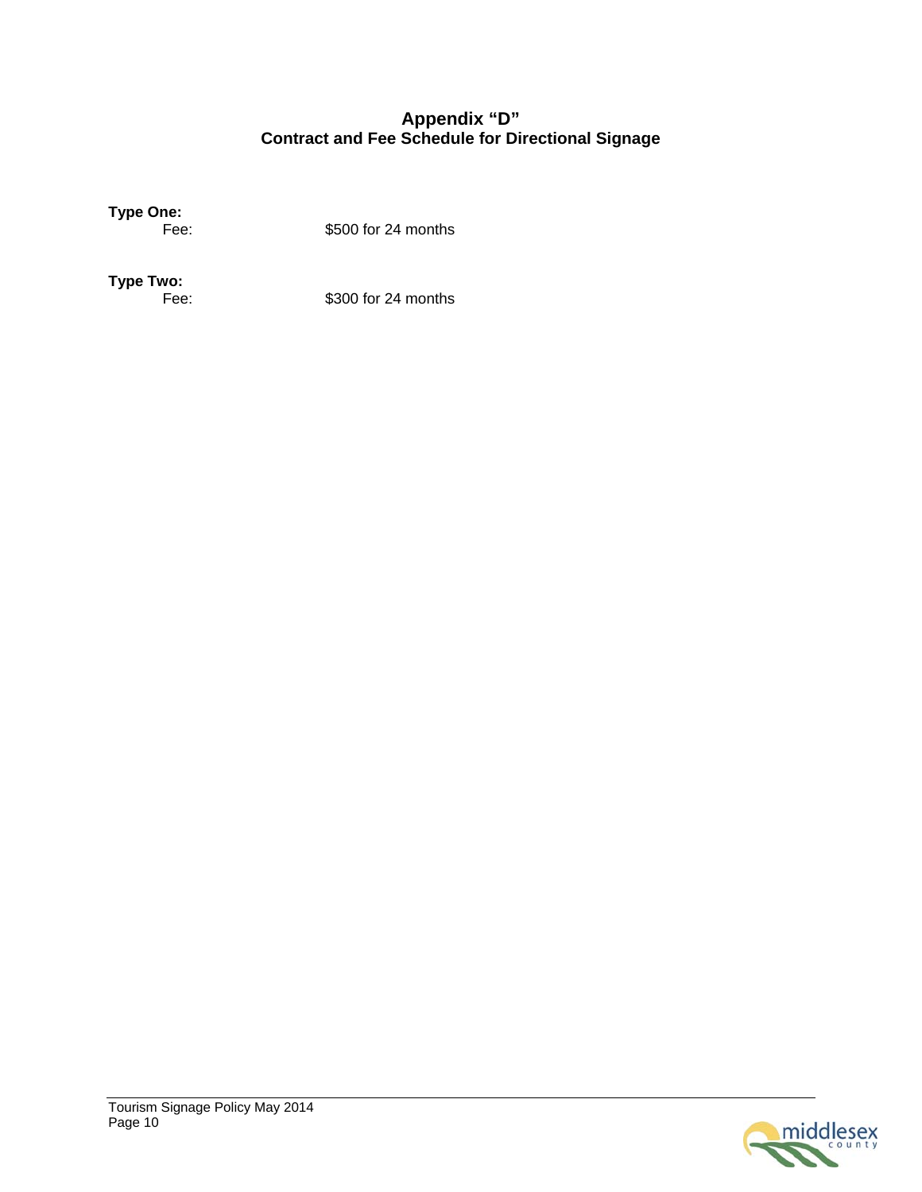## Appendix "D"
## Contract and Fee Schedule for Directional Signage

**Type One:**

Fee: $500 for 24 months

**Type Two:**

Fee: $300 for 24 months